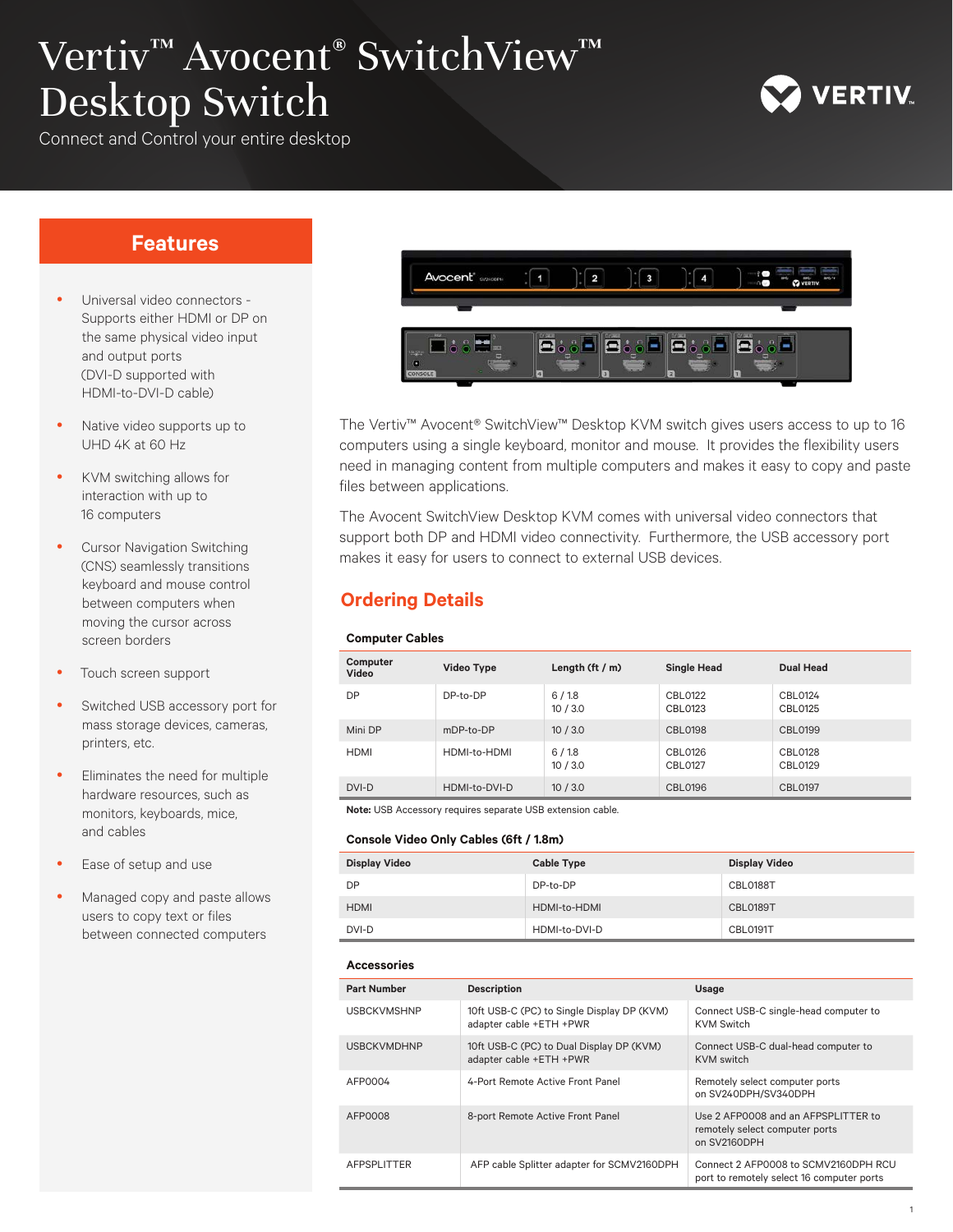# Vertiv™ Avocent® SwitchView™ Desktop Switch

Connect and Control your entire desktop

## Features

- Universal video connectors - Supports either HDMI or DP on the same physical video input and output ports (DVI-D supported with HDMI-to-DVI-D cable)
- Native video supports up to UHD 4K at 60 Hz
- KVM switching allows for interaction with up to 16 computers
- Cursor Navigation Switching (CNS) seamlessly transitions keyboard and mouse control between computers when moving the cursor across screen borders
- Touch screen support
- Switched USB accessory port for mass storage devices, cameras, printers, etc.
- Eliminates the need for multiple hardware resources, such as monitors, keyboards, mice, and cables
- Ease of setup and use
- Managed copy and paste allows users to copy text or files between connected computers

The Vertiv™ Avocent® SwitchView™ Desktop KVM switch gives users access to up to 16 computers using a single keyboard, monitor and mouse. It provides the flexibility users need in managing content from multiple computers and makes it easy to copy and paste files between applications.

The Avocent SwitchView Desktop KVM comes with universal video connectors that support both DP and HDMI video connectivity. Furthermore, the USB accessory port makes it easy for users to connect to external USB devices.

## Ordering Details

### Computer Cables

| Computer Video | Video Type | Length (ft / m) | Single Head | Dual Head |
|---|---|---|---|---|
| DP | DP-to-DP | 6 / 1.8<br>10 / 3.0 | CBL0122<br>CBL0123 | CBL0124<br>CBL0125 |
| Mini DP | mDP-to-DP | 10 / 3.0 | CBL0198 | CBL0199 |
| HDMI | HDMI-to-HDMI | 6 / 1.8<br>10 / 3.0 | CBL0126<br>CBL0127 | CBL0128<br>CBL0129 |
| DVI-D | HDMI-to-DVI-D | 10 / 3.0 | CBL0196 | CBL0197 |

**Note:** USB Accessory requires separate USB extension cable.

### Console Video Only Cables (6ft / 1.8m)

| Display Video | Cable Type | Display Video |
|---|---|---|
| DP | DP-to-DP | CBL0188T |
| HDMI | HDMI-to-HDMI | CBL0189T |
| DVI-D | HDMI-to-DVI-D | CBL0191T |

### Accessories

| Part Number | Description | Usage |
|---|---|---|
| USBCKVMSHNP | 10ft USB-C (PC) to Single Display DP (KVM) adapter cable +ETH +PWR | Connect USB-C single-head computer to KVM Switch |
| USBCKVMDHNP | 10ft USB-C (PC) to Dual Display DP (KVM) adapter cable +ETH +PWR | Connect USB-C dual-head computer to KVM switch |
| AFP0004 | 4-Port Remote Active Front Panel | Remotely select computer ports on SV240DPH/SV340DPH |
| AFP0008 | 8-port Remote Active Front Panel | Use 2 AFP0008 and an AFPSPLITTER to remotely select computer ports on SV2160DPH |
| AFPSPLITTER | AFP cable Splitter adapter for SCMV2160DPH | Connect 2 AFP0008 to SCMV2160DPH RCU port to remotely select 16 computer ports |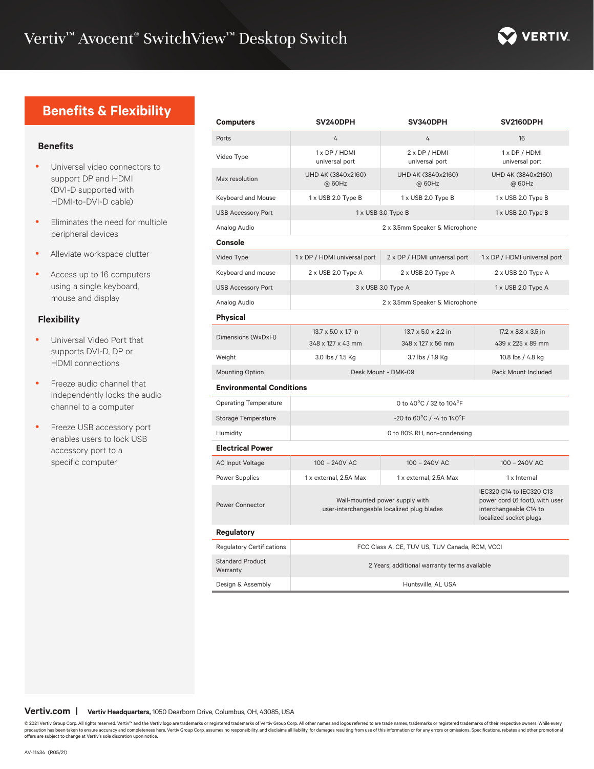# Vertiv™ Avocent® SwitchView™ Desktop Switch

## Benefits & Flexibility

### Benefits

- Universal video connectors to support DP and HDMI (DVI-D supported with HDMI-to-DVI-D cable)
- Eliminates the need for multiple peripheral devices
- Alleviate workspace clutter
- Access up to 16 computers using a single keyboard, mouse and display

### Flexibility

- Universal Video Port that supports DVI-D, DP or HDMI connections
- Freeze audio channel that independently locks the audio channel to a computer
- Freeze USB accessory port enables users to lock USB accessory port to a specific computer

| Computers | SV240DPH | SV340DPH | SV2160DPH |
|---|---|---|---|
| Ports | 4 | 4 | 16 |
| Video Type | 1 x DP / HDMI universal port | 2 x DP / HDMI universal port | 1 x DP / HDMI universal port |
| Max resolution | UHD 4K (3840x2160) @ 60Hz | UHD 4K (3840x2160) @ 60Hz | UHD 4K (3840x2160) @ 60Hz |
| Keyboard and Mouse | 1 x USB 2.0 Type B | 1 x USB 2.0 Type B | 1 x USB 2.0 Type B |
| USB Accessory Port | 1 x USB 3.0 Type B | | 1 x USB 2.0 Type B |
| Analog Audio | 2 x 3.5mm Speaker & Microphone | | |
| **Console** | | | |
| Video Type | 1 x DP / HDMI universal port | 2 x DP / HDMI universal port | 1 x DP / HDMI universal port |
| Keyboard and mouse | 2 x USB 2.0 Type A | 2 x USB 2.0 Type A | 2 x USB 2.0 Type A |
| USB Accessory Port | 3 x USB 3.0 Type A | | 1 x USB 2.0 Type A |
| Analog Audio | 2 x 3.5mm Speaker & Microphone | | |
| **Physical** | | | |
| Dimensions (WxDxH) | 13.7 x 5.0 x 1.7 in<br>348 x 127 x 43 mm | 13.7 x 5.0 x 2.2 in<br>348 x 127 x 56 mm | 17.2 x 8.8 x 3.5 in<br>439 x 225 x 89 mm |
| Weight | 3.0 lbs / 1.5 Kg | 3.7 lbs / 1.9 Kg | 10.8 lbs / 4.8 kg |
| Mounting Option | Desk Mount - DMK-09 | | Rack Mount Included |
| **Environmental Conditions** | | | |
| Operating Temperature | 0 to 40°C / 32 to 104°F | | |
| Storage Temperature | -20 to 60°C / -4 to 140°F | | |
| Humidity | 0 to 80% RH, non-condensing | | |
| **Electrical Power** | | | |
| AC Input Voltage | 100 – 240V AC | 100 – 240V AC | 100 – 240V AC |
| Power Supplies | 1 x external, 2.5A Max | 1 x external, 2.5A Max | 1 x Internal |
| Power Connector | Wall-mounted power supply with user-interchangeable localized plug blades | | IEC320 C14 to IEC320 C13 power cord (6 foot), with user interchangeable C14 to localized socket plugs |
| **Regulatory** | | | |
| Regulatory Certifications | FCC Class A, CE, TUV US, TUV Canada, RCM, VCCI | | |
| Standard Product Warranty | 2 Years; additional warranty terms available | | |
| Design & Assembly | Huntsville, AL USA | | |

**Vertiv.com** | **Vertiv Headquarters,** 1050 Dearborn Drive, Columbus, OH, 43085, USA

© 2021 Vertiv Group Corp. All rights reserved. Vertiv™ and the Vertiv logo are trademarks or registered trademarks of Vertiv Group Corp. All other names and logos referred to are trade names, trademarks or registered trademarks of their respective owners. While every precaution has been taken to ensure accuracy and completeness here, Vertiv Group Corp. assumes no responsibility, and disclaims all liability, for damages resulting from use of this information or for any errors or omissions. Specifications, rebates and other promotional offers are subject to change at Vertiv's sole discretion upon notice.

AV-11434 (R05/21)